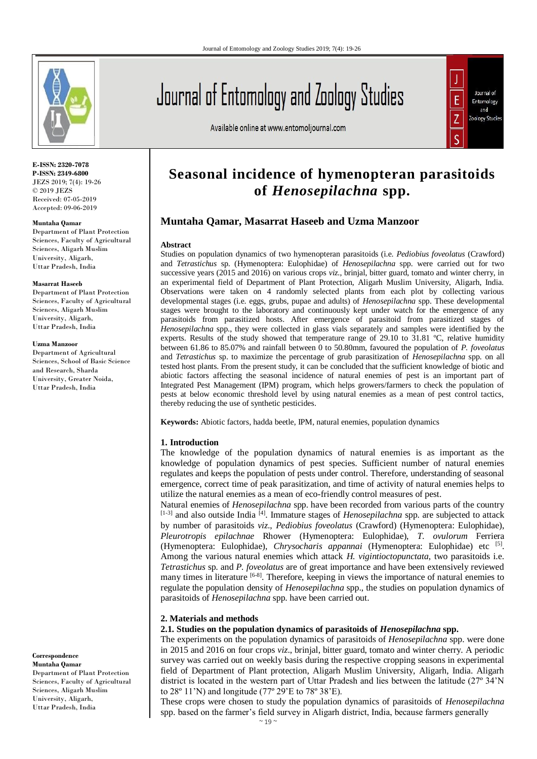# Seasonal incidence of hymenopteran parasitoids of *Henosepilachna* spp.

**Muntaha Qamar, Masarrat Haseeb and Uzma Manzoor**

E-ISSN: 2320-7078
P-ISSN: 2349-6800
JEZS 2019; 7(4): 19-26
© 2019 JEZS
Received: 07-05-2019
Accepted: 09-06-2019

**Muntaha Qamar**
Department of Plant Protection Sciences, Faculty of Agricultural Sciences, Aligarh Muslim University, Aligarh, Uttar Pradesh, India

**Masarrat Haseeb**
Department of Plant Protection Sciences, Faculty of Agricultural Sciences, Aligarh Muslim University, Aligarh, Uttar Pradesh, India

**Uzma Manzoor**
Department of Agricultural Sciences, School of Basic Science and Research, Sharda University, Greater Noida, Uttar Pradesh, India

**Correspondence**
**Muntaha Qamar**
Department of Plant Protection Sciences, Faculty of Agricultural Sciences, Aligarh Muslim University, Aligarh, Uttar Pradesh, India

**Abstract**

Studies on population dynamics of two hymenopteran parasitoids (i.e. *Pediobius foveolatus* (Crawford) and *Tetrastichus* sp. (Hymenoptera: Eulophidae) of *Henosepilachna* spp. were carried out for two successive years (2015 and 2016) on various crops *viz*., brinjal, bitter guard, tomato and winter cherry, in an experimental field of Department of Plant Protection, Aligarh Muslim University, Aligarh, India. Observations were taken on 4 randomly selected plants from each plot by collecting various developmental stages (i.e. eggs, grubs, pupae and adults) of *Henosepilachna* spp. These developmental stages were brought to the laboratory and continuously kept under watch for the emergence of any parasitoids from parasitized hosts. After emergence of parasitoid from parasitized stages of *Henosepilachna* spp., they were collected in glass vials separately and samples were identified by the experts. Results of the study showed that temperature range of 29.10 to 31.81 ºC, relative humidity between 61.86 to 85.07% and rainfall between 0 to 50.80mm, favoured the population of *P. foveolatus* and *Tetrastichus* sp. to maximize the percentage of grub parasitization of *Henosepilachna* spp. on all tested host plants. From the present study, it can be concluded that the sufficient knowledge of biotic and abiotic factors affecting the seasonal incidence of natural enemies of pest is an important part of Integrated Pest Management (IPM) program, which helps growers/farmers to check the population of pests at below economic threshold level by using natural enemies as a mean of pest control tactics, thereby reducing the use of synthetic pesticides.

**Keywords:** Abiotic factors, hadda beetle, IPM, natural enemies, population dynamics

## 1. Introduction

The knowledge of the population dynamics of natural enemies is as important as the knowledge of population dynamics of pest species. Sufficient number of natural enemies regulates and keeps the population of pests under control. Therefore, understanding of seasonal emergence, correct time of peak parasitization, and time of activity of natural enemies helps to utilize the natural enemies as a mean of eco-friendly control measures of pest.

Natural enemies of *Henosepilachna* spp. have been recorded from various parts of the country [1-3] and also outside India [4]. Immature stages of *Henosepilachna* spp. are subjected to attack by number of parasitoids *viz*., *Pediobius foveolatus* (Crawford) (Hymenoptera: Eulophidae), *Pleurotropis epilachnae* Rhower (Hymenoptera: Eulophidae), *T. ovulorum* Ferriera (Hymenoptera: Eulophidae), *Chrysocharis appannai* (Hymenoptera: Eulophidae) etc [5]. Among the various natural enemies which attack *H. vigintioctopunctata*, two parasitoids i.e. *Tetrastichus* sp. and *P. foveolatus* are of great importance and have been extensively reviewed many times in literature [6-8]. Therefore, keeping in views the importance of natural enemies to regulate the population density of *Henosepilachna* spp., the studies on population dynamics of parasitoids of *Henosepilachna* spp. have been carried out.

## 2. Materials and methods

### 2.1. Studies on the population dynamics of parasitoids of *Henosepilachna* spp.

The experiments on the population dynamics of parasitoids of *Henosepilachna* spp. were done in 2015 and 2016 on four crops *viz*., brinjal, bitter guard, tomato and winter cherry. A periodic survey was carried out on weekly basis during the respective cropping seasons in experimental field of Department of Plant protection, Aligarh Muslim University, Aligarh, India. Aligarh district is located in the western part of Uttar Pradesh and lies between the latitude (27º 34'N to 28º 11'N) and longitude (77º 29'E to 78º 38'E).

These crops were chosen to study the population dynamics of parasitoids of *Henosepilachna* spp. based on the farmer's field survey in Aligarh district, India, because farmers generally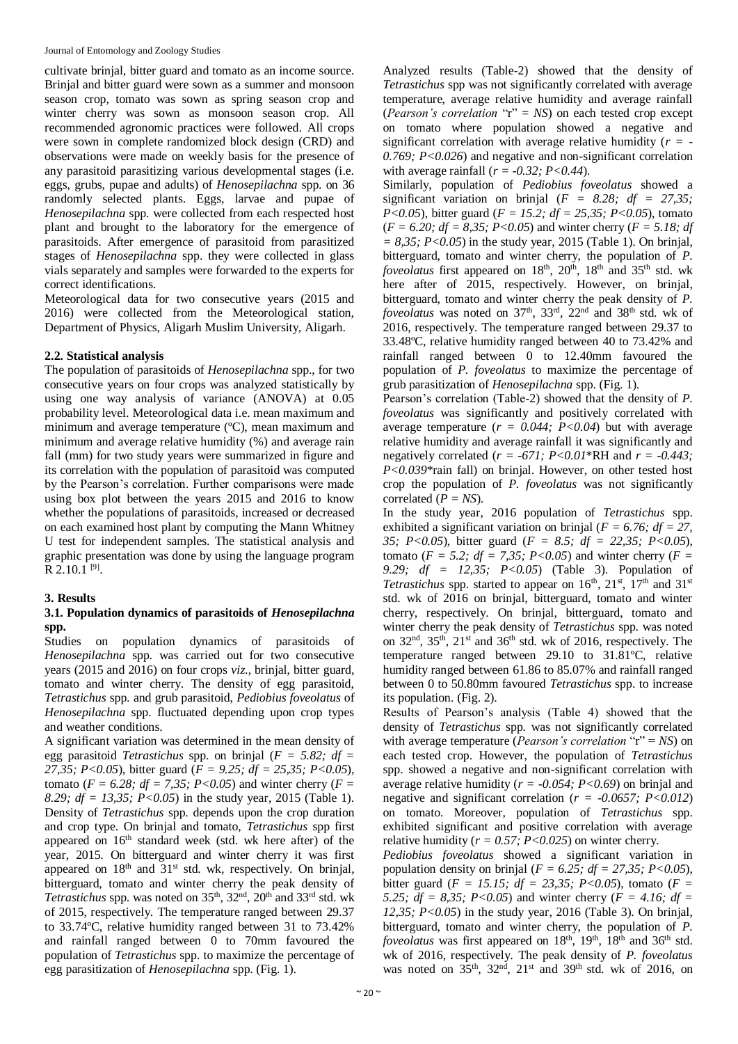cultivate brinjal, bitter guard and tomato as an income source. Brinjal and bitter guard were sown as a summer and monsoon season crop, tomato was sown as spring season crop and winter cherry was sown as monsoon season crop. All recommended agronomic practices were followed. All crops were sown in complete randomized block design (CRD) and observations were made on weekly basis for the presence of any parasitoid parasitizing various developmental stages (i.e. eggs, grubs, pupae and adults) of *Henosepilachna* spp. on 36 randomly selected plants. Eggs, larvae and pupae of *Henosepilachna* spp. were collected from each respected host plant and brought to the laboratory for the emergence of parasitoids. After emergence of parasitoid from parasitized stages of *Henosepilachna* spp. they were collected in glass vials separately and samples were forwarded to the experts for correct identifications.

Meteorological data for two consecutive years (2015 and 2016) were collected from the Meteorological station, Department of Physics, Aligarh Muslim University, Aligarh.

### 2.2. Statistical analysis

The population of parasitoids of *Henosepilachna* spp., for two consecutive years on four crops was analyzed statistically by using one way analysis of variance (ANOVA) at 0.05 probability level. Meteorological data i.e. mean maximum and minimum and average temperature (ºC), mean maximum and minimum and average relative humidity (%) and average rain fall (mm) for two study years were summarized in figure and its correlation with the population of parasitoid was computed by the Pearson's correlation. Further comparisons were made using box plot between the years 2015 and 2016 to know whether the populations of parasitoids, increased or decreased on each examined host plant by computing the Mann Whitney U test for independent samples. The statistical analysis and graphic presentation was done by using the language program R 2.10.1 [9].

## 3. Results

### 3.1. Population dynamics of parasitoids of *Henosepilachna* spp.

Studies on population dynamics of parasitoids of *Henosepilachna* spp. was carried out for two consecutive years (2015 and 2016) on four crops *viz.*, brinjal, bitter guard, tomato and winter cherry. The density of egg parasitoid, *Tetrastichus* spp. and grub parasitoid, *Pediobius foveolatus* of *Henosepilachna* spp. fluctuated depending upon crop types and weather conditions.

A significant variation was determined in the mean density of egg parasitoid *Tetrastichus* spp. on brinjal ($F = 5.82$; $df = 27,35$; $P<0.05$), bitter guard ($F = 9.25$; $df = 25,35$; $P<0.05$), tomato ($F = 6.28$; $df = 7,35$; $P<0.05$) and winter cherry ($F = 8.29$; $df = 13,35$; $P<0.05$) in the study year, 2015 (Table 1). Density of *Tetrastichus* spp. depends upon the crop duration and crop type. On brinjal and tomato, *Tetrastichus* spp first appeared on 16th standard week (std. wk here after) of the year, 2015. On bitterguard and winter cherry it was first appeared on 18th and 31st std. wk, respectively. On brinjal, bitterguard, tomato and winter cherry the peak density of *Tetrastichus* spp. was noted on 35th, 32nd, 20th and 33rd std. wk of 2015, respectively. The temperature ranged between 29.37 to 33.74ºC, relative humidity ranged between 31 to 73.42% and rainfall ranged between 0 to 70mm favoured the population of *Tetrastichus* spp. to maximize the percentage of egg parasitization of *Henosepilachna* spp. (Fig. 1).

Analyzed results (Table-2) showed that the density of *Tetrastichus* spp was not significantly correlated with average temperature, average relative humidity and average rainfall (*Pearson's correlation* "r" = *NS*) on each tested crop except on tomato where population showed a negative and significant correlation with average relative humidity ($r = -0.769$; $P<0.026$) and negative and non-significant correlation with average rainfall ($r = -0.32$; $P<0.44$).

Similarly, population of *Pediobius foveolatus* showed a significant variation on brinjal ($F = 8.28$; $df = 27,35$; $P<0.05$), bitter guard ($F = 15.2$; $df = 25,35$; $P<0.05$), tomato ($F = 6.20$; $df = 8,35$; $P<0.05$) and winter cherry ($F = 5.18$; $df = 8,35$; $P<0.05$) in the study year, 2015 (Table 1). On brinjal, bitterguard, tomato and winter cherry, the population of *P. foveolatus* first appeared on 18th, 20th, 18th and 35th std. wk here after of 2015, respectively. However, on brinjal, bitterguard, tomato and winter cherry the peak density of *P. foveolatus* was noted on 37th, 33rd, 22nd and 38th std. wk of 2016, respectively. The temperature ranged between 29.37 to 33.48ºC, relative humidity ranged between 40 to 73.42% and rainfall ranged between 0 to 12.40mm favoured the population of *P. foveolatus* to maximize the percentage of grub parasitization of *Henosepilachna* spp. (Fig. 1).

Pearson's correlation (Table-2) showed that the density of *P. foveolatus* was significantly and positively correlated with average temperature ($r = 0.044$; $P<0.04$) but with average relative humidity and average rainfall it was significantly and negatively correlated ($r = -671$; $P<0.01$*RH and $r = -0.443$; $P<0.039$*rain fall) on brinjal. However, on other tested host crop the population of *P. foveolatus* was not significantly correlated ($P = NS$).

In the study year, 2016 population of *Tetrastichus* spp. exhibited a significant variation on brinjal ($F = 6.76$; $df = 27, 35$; $P<0.05$), bitter guard ($F = 8.5$; $df = 22,35$; $P<0.05$), tomato ($F = 5.2$; $df = 7,35$; $P<0.05$) and winter cherry ($F = 9.29$; $df = 12,35$; $P<0.05$) (Table 3). Population of *Tetrastichus* spp. started to appear on 16th, 21st, 17th and 31st std. wk of 2016 on brinjal, bitterguard, tomato and winter cherry, respectively. On brinjal, bitterguard, tomato and winter cherry the peak density of *Tetrastichus* spp. was noted on 32nd, 35th, 21st and 36th std. wk of 2016, respectively. The temperature ranged between 29.10 to 31.81ºC, relative humidity ranged between 61.86 to 85.07% and rainfall ranged between 0 to 50.80mm favoured *Tetrastichus* spp. to increase its population. (Fig. 2).

Results of Pearson's analysis (Table 4) showed that the density of *Tetrastichus* spp. was not significantly correlated with average temperature (*Pearson's correlation* "r" = *NS*) on each tested crop. However, the population of *Tetrastichus* spp. showed a negative and non-significant correlation with average relative humidity ($r = -0.054$; $P<0.69$) on brinjal and negative and significant correlation ($r = -0.0657$; $P<0.012$) on tomato. Moreover, population of *Tetrastichus* spp. exhibited significant and positive correlation with average relative humidity ($r = 0.57$; $P<0.025$) on winter cherry.

*Pediobius foveolatus* showed a significant variation in population density on brinjal ($F = 6.25$; $df = 27,35$; $P<0.05$), bitter guard ($F = 15.15$; $df = 23,35$; $P<0.05$), tomato ($F = 5.25$; $df = 8,35$; $P<0.05$) and winter cherry ($F = 4.16$; $df = 12,35$; $P<0.05$) in the study year, 2016 (Table 3). On brinjal, bitterguard, tomato and winter cherry, the population of *P. foveolatus* was first appeared on 18th, 19th, 18th and 36th std. wk. of 2016, respectively. The peak density of *P. foveolatus* was noted on 35th, 32nd, 21st and 39th std. wk. of 2016, on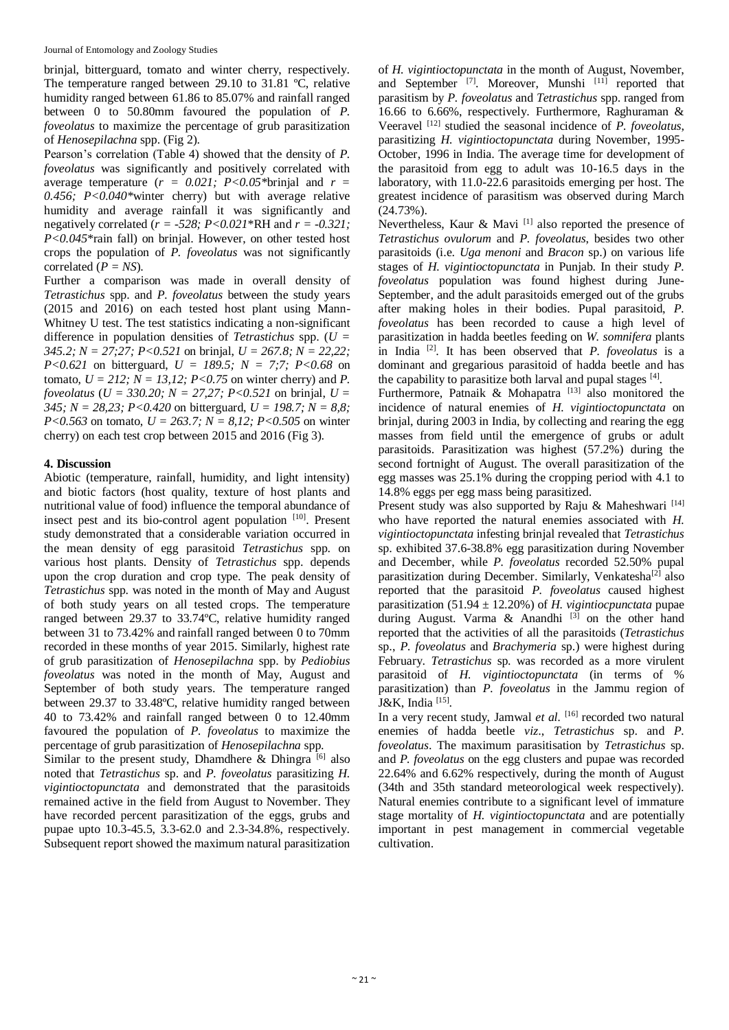brinjal, bitterguard, tomato and winter cherry, respectively. The temperature ranged between 29.10 to 31.81 ºC, relative humidity ranged between 61.86 to 85.07% and rainfall ranged between 0 to 50.80mm favoured the population of *P. foveolatus* to maximize the percentage of grub parasitization of *Henosepilachna* spp. (Fig 2).

Pearson's correlation (Table 4) showed that the density of *P. foveolatus* was significantly and positively correlated with average temperature ($r = 0.021; P<0.05$*brinjal and $r = 0.456; P<0.040$*winter cherry) but with average relative humidity and average rainfall it was significantly and negatively correlated ($r = -528; P<0.021$*RH and $r = -0.321; P<0.045$*rain fall) on brinjal. However, on other tested host crops the population of *P. foveolatus* was not significantly correlated ($P = NS$).

Further a comparison was made in overall density of *Tetrastichus* spp. and *P. foveolatus* between the study years (2015 and 2016) on each tested host plant using Mann-Whitney U test. The test statistics indicating a non-significant difference in population densities of *Tetrastichus* spp. ($U = 345.2; N = 27;27; P<0.521$ on brinjal, $U = 267.8; N = 22,22; P<0.621$ on bitterguard, $U = 189.5; N = 7;7; P<0.68$ on tomato, $U = 212; N = 13,12; P<0.75$ on winter cherry) and *P. foveolatus* ($U = 330.20; N = 27,27; P<0.521$ on brinjal, $U = 345; N = 28,23; P<0.420$ on bitterguard, $U = 198.7; N = 8,8; P<0.563$ on tomato, $U = 263.7; N = 8,12; P<0.505$ on winter cherry) on each test crop between 2015 and 2016 (Fig 3).

## 4. Discussion

Abiotic (temperature, rainfall, humidity, and light intensity) and biotic factors (host quality, texture of host plants and nutritional value of food) influence the temporal abundance of insect pest and its bio-control agent population [10]. Present study demonstrated that a considerable variation occurred in the mean density of egg parasitoid *Tetrastichus* spp. on various host plants. Density of *Tetrastichus* spp. depends upon the crop duration and crop type. The peak density of *Tetrastichus* spp. was noted in the month of May and August of both study years on all tested crops. The temperature ranged between 29.37 to 33.74ºC, relative humidity ranged between 31 to 73.42% and rainfall ranged between 0 to 70mm recorded in these months of year 2015. Similarly, highest rate of grub parasitization of *Henosepilachna* spp. by *Pediobius foveolatus* was noted in the month of May, August and September of both study years. The temperature ranged between 29.37 to 33.48ºC, relative humidity ranged between 40 to 73.42% and rainfall ranged between 0 to 12.40mm favoured the population of *P. foveolatus* to maximize the percentage of grub parasitization of *Henosepilachna* spp.

Similar to the present study, Dhamdhere & Dhingra [6] also noted that *Tetrastichus* sp. and *P. foveolatus* parasitizing *H. vigintioctopunctata* and demonstrated that the parasitoids remained active in the field from August to November. They have recorded percent parasitization of the eggs, grubs and pupae upto 10.3-45.5, 3.3-62.0 and 2.3-34.8%, respectively. Subsequent report showed the maximum natural parasitization of *H. vigintioctopunctata* in the month of August, November, and September [7]. Moreover, Munshi [11] reported that parasitism by *P. foveolatus* and *Tetrastichus* spp. ranged from 16.66 to 6.66%, respectively. Furthermore, Raghuraman & Veeravel [12] studied the seasonal incidence of *P. foveolatus*, parasitizing *H. vigintioctopunctata* during November, 1995-October, 1996 in India. The average time for development of the parasitoid from egg to adult was 10-16.5 days in the laboratory, with 11.0-22.6 parasitoids emerging per host. The greatest incidence of parasitism was observed during March (24.73%).

Nevertheless, Kaur & Mavi [1] also reported the presence of *Tetrastichus ovulorum* and *P. foveolatus*, besides two other parasitoids (i.e. *Uga menoni* and *Bracon* sp.) on various life stages of *H. vigintioctopunctata* in Punjab. In their study *P. foveolatus* population was found highest during June-September, and the adult parasitoids emerged out of the grubs after making holes in their bodies. Pupal parasitoid, *P. foveolatus* has been recorded to cause a high level of parasitization in hadda beetles feeding on *W. somnifera* plants in India [2]. It has been observed that *P. foveolatus* is a dominant and gregarious parasitoid of hadda beetle and has the capability to parasitize both larval and pupal stages [4].

Furthermore, Patnaik & Mohapatra [13] also monitored the incidence of natural enemies of *H. vigintioctopunctata* on brinjal, during 2003 in India, by collecting and rearing the egg masses from field until the emergence of grubs or adult parasitoids. Parasitization was highest (57.2%) during the second fortnight of August. The overall parasitization of the egg masses was 25.1% during the cropping period with 4.1 to 14.8% eggs per egg mass being parasitized.

Present study was also supported by Raju & Maheshwari [14] who have reported the natural enemies associated with *H. vigintioctopunctata* infesting brinjal revealed that *Tetrastichus* sp. exhibited 37.6-38.8% egg parasitization during November and December, while *P. foveolatus* recorded 52.50% pupal parasitization during December. Similarly, Venkatesha[2] also reported that the parasitoid *P. foveolatus* caused highest parasitization (51.94 ± 12.20%) of *H. vigintiocpunctata* pupae during August. Varma & Anandhi [3] on the other hand reported that the activities of all the parasitoids (*Tetrastichus* sp., *P. foveolatus* and *Brachymeria* sp.) were highest during February. *Tetrastichus* sp. was recorded as a more virulent parasitoid of *H. vigintioctopunctata* (in terms of % parasitization) than *P. foveolatus* in the Jammu region of J&K, India [15].

In a very recent study, Jamwal *et al.* [16] recorded two natural enemies of hadda beetle *viz*., *Tetrastichus* sp. and *P. foveolatus*. The maximum parasitisation by *Tetrastichus* sp. and *P. foveolatus* on the egg clusters and pupae was recorded 22.64% and 6.62% respectively, during the month of August (34th and 35th standard meteorological week respectively). Natural enemies contribute to a significant level of immature stage mortality of *H. vigintioctopunctata* and are potentially important in pest management in commercial vegetable cultivation.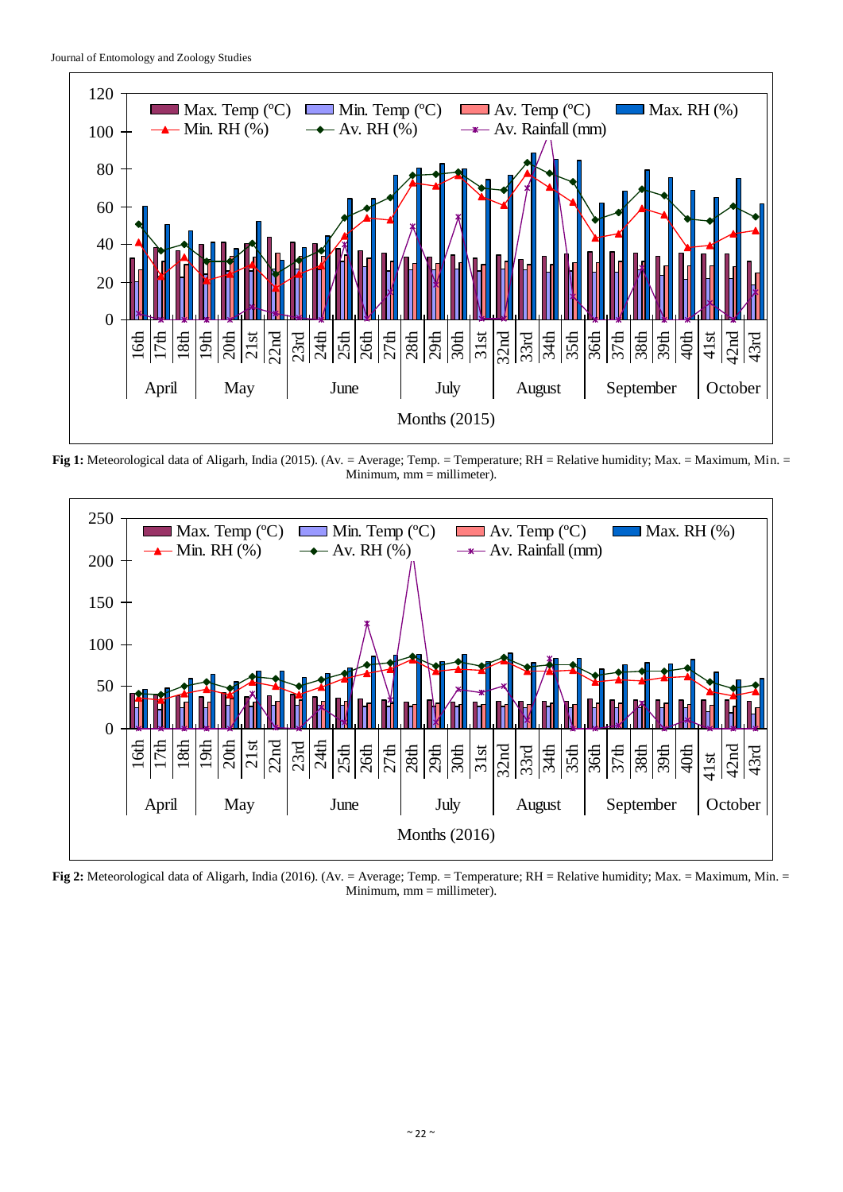**Fig 1:** Meteorological data of Aligarh, India (2015). (Av. = Average; Temp. = Temperature; RH = Relative humidity; Max. = Maximum, Min. = Minimum, mm = millimeter).

**Fig 2:** Meteorological data of Aligarh, India (2016). (Av. = Average; Temp. = Temperature; RH = Relative humidity; Max. = Maximum, Min. = Minimum, mm = millimeter).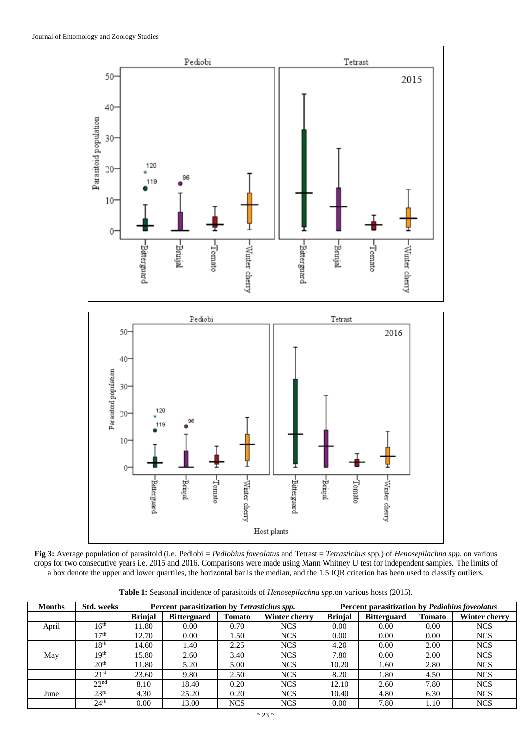**Fig 3:** Average population of parasitoid (i.e. Pediobi = *Pediobius foveolatus* and Tetrast = *Tetrastichus* spp.) of *Henosepilachna spp.* on various crops for two consecutive years i.e. 2015 and 2016. Comparisons were made using Mann Whitney U test for independent samples. The limits of a box denote the upper and lower quartiles, the horizontal bar is the median, and the 1.5 IQR criterion has been used to classify outliers.

**Table 1:** Seasonal incidence of parasitoids of *Henosepilachna spp.*on various hosts (2015).

| Months | Std. weeks | Percent parasitization by *Tetrastichus spp.* | | | | Percent parasitization by *Pediobius foveolatus* | | | |
|---|---|---|---|---|---|---|---|---|---|
| | | Brinjal | Bitterguard | Tomato | Winter cherry | Brinjal | Bitterguard | Tomato | Winter cherry |
| April | 16th | 11.80 | 0.00 | 0.70 | NCS | 0.00 | 0.00 | 0.00 | NCS |
| | 17th | 12.70 | 0.00 | 1.50 | NCS | 0.00 | 0.00 | 0.00 | NCS |
| | 18th | 14.60 | 1.40 | 2.25 | NCS | 4.20 | 0.00 | 2.00 | NCS |
| May | 19th | 15.80 | 2.60 | 3.40 | NCS | 7.80 | 0.00 | 2.00 | NCS |
| | 20th | 11.80 | 5.20 | 5.00 | NCS | 10.20 | 1.60 | 2.80 | NCS |
| | 21st | 23.60 | 9.80 | 2.50 | NCS | 8.20 | 1.80 | 4.50 | NCS |
| | 22nd | 8.10 | 18.40 | 0.20 | NCS | 12.10 | 2.60 | 7.80 | NCS |
| June | 23rd | 4.30 | 25.20 | 0.20 | NCS | 10.40 | 4.80 | 6.30 | NCS |
| | 24th | 0.00 | 13.00 | NCS | NCS | 0.00 | 7.80 | 1.10 | NCS |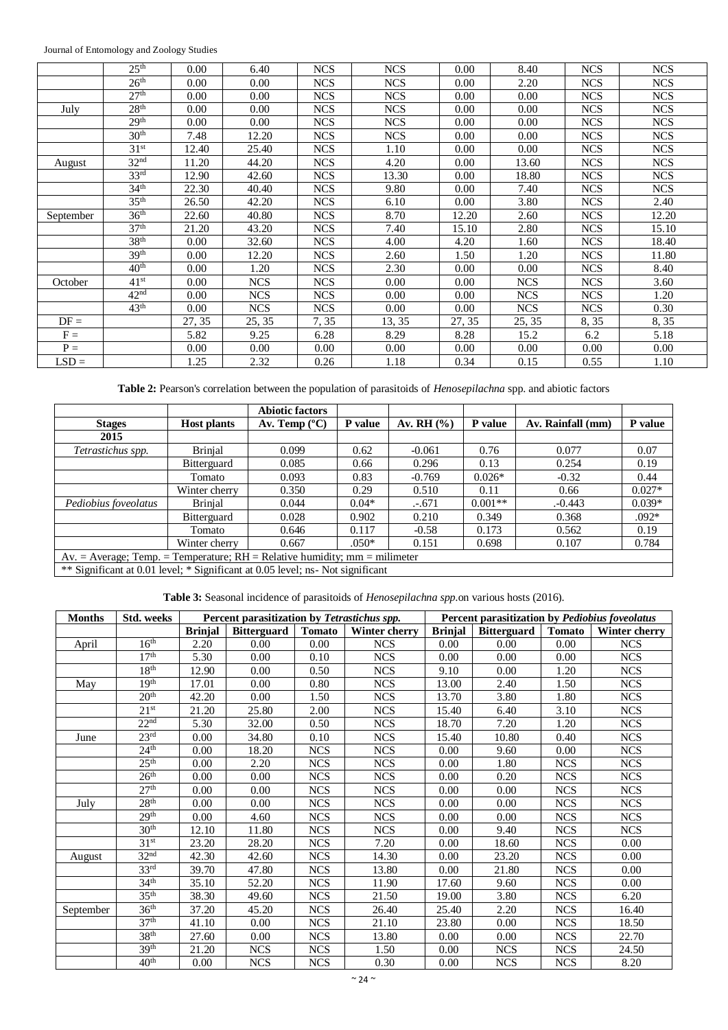|  | 25th | 0.00 | 6.40 | NCS | NCS | 0.00 | 8.40 | NCS | NCS |
|---|---|---|---|---|---|---|---|---|---|
|  | 26th | 0.00 | 0.00 | NCS | NCS | 0.00 | 2.20 | NCS | NCS |
|  | 27th | 0.00 | 0.00 | NCS | NCS | 0.00 | 0.00 | NCS | NCS |
| July | 28th | 0.00 | 0.00 | NCS | NCS | 0.00 | 0.00 | NCS | NCS |
|  | 29th | 0.00 | 0.00 | NCS | NCS | 0.00 | 0.00 | NCS | NCS |
|  | 30th | 7.48 | 12.20 | NCS | NCS | 0.00 | 0.00 | NCS | NCS |
|  | 31st | 12.40 | 25.40 | NCS | 1.10 | 0.00 | 0.00 | NCS | NCS |
| August | 32nd | 11.20 | 44.20 | NCS | 4.20 | 0.00 | 13.60 | NCS | NCS |
|  | 33rd | 12.90 | 42.60 | NCS | 13.30 | 0.00 | 18.80 | NCS | NCS |
|  | 34th | 22.30 | 40.40 | NCS | 9.80 | 0.00 | 7.40 | NCS | NCS |
|  | 35th | 26.50 | 42.20 | NCS | 6.10 | 0.00 | 3.80 | NCS | 2.40 |
| September | 36th | 22.60 | 40.80 | NCS | 8.70 | 12.20 | 2.60 | NCS | 12.20 |
|  | 37th | 21.20 | 43.20 | NCS | 7.40 | 15.10 | 2.80 | NCS | 15.10 |
|  | 38th | 0.00 | 32.60 | NCS | 4.00 | 4.20 | 1.60 | NCS | 18.40 |
|  | 39th | 0.00 | 12.20 | NCS | 2.60 | 1.50 | 1.20 | NCS | 11.80 |
|  | 40th | 0.00 | 1.20 | NCS | 2.30 | 0.00 | 0.00 | NCS | 8.40 |
| October | 41st | 0.00 | NCS | NCS | 0.00 | 0.00 | NCS | NCS | 3.60 |
|  | 42nd | 0.00 | NCS | NCS | 0.00 | 0.00 | NCS | NCS | 1.20 |
|  | 43th | 0.00 | NCS | NCS | 0.00 | 0.00 | NCS | NCS | 0.30 |
| DF = |  | 27, 35 | 25, 35 | 7, 35 | 13, 35 | 27, 35 | 25, 35 | 8, 35 | 8, 35 |
| F = |  | 5.82 | 9.25 | 6.28 | 8.29 | 8.28 | 15.2 | 6.2 | 5.18 |
| P = |  | 0.00 | 0.00 | 0.00 | 0.00 | 0.00 | 0.00 | 0.00 | 0.00 |
| LSD = |  | 1.25 | 2.32 | 0.26 | 1.18 | 0.34 | 0.15 | 0.55 | 1.10 |

**Table 2:** Pearson's correlation between the population of parasitoids of *Henosepilachna* spp. and abiotic factors

|  |  | Abiotic factors |  |  |  |  |  |
|---|---|---|---|---|---|---|---|
| **Stages** | **Host plants** | **Av. Temp (°C)** | **P value** | **Av. RH (%)** | **P value** | **Av. Rainfall (mm)** | **P value** |
| **2015** |  |  |  |  |  |  |  |
| *Tetrastichus spp.* | Brinjal | 0.099 | 0.62 | -0.061 | 0.76 | 0.077 | 0.07 |
|  | Bitterguard | 0.085 | 0.66 | 0.296 | 0.13 | 0.254 | 0.19 |
|  | Tomato | 0.093 | 0.83 | -0.769 | 0.026* | -0.32 | 0.44 |
|  | Winter cherry | 0.350 | 0.29 | 0.510 | 0.11 | 0.66 | 0.027* |
| *Pediobius foveolatus* | Brinjal | 0.044 | 0.04* | .-.671 | 0.001** | .-0.443 | 0.039* |
|  | Bitterguard | 0.028 | 0.902 | 0.210 | 0.349 | 0.368 | .092* |
|  | Tomato | 0.646 | 0.117 | -0.58 | 0.173 | 0.562 | 0.19 |
|  | Winter cherry | 0.667 | .050* | 0.151 | 0.698 | 0.107 | 0.784 |

Av. = Average; Temp. = Temperature; RH = Relative humidity; mm = milimeter

** Significant at 0.01 level; * Significant at 0.05 level; ns- Not significant

**Table 3:** Seasonal incidence of parasitoids of *Henosepilachna spp.*on various hosts (2016).

| **Months** | **Std. weeks** | **Percent parasitization by *Tetrastichus spp.*** |  |  |  | **Percent parasitization by *Pediobius foveolatus*** |  |  |  |
|---|---|---|---|---|---|---|---|---|---|
|  |  | **Brinjal** | **Bitterguard** | **Tomato** | **Winter cherry** | **Brinjal** | **Bitterguard** | **Tomato** | **Winter cherry** |
| April | 16th | 2.20 | 0.00 | 0.00 | NCS | 0.00 | 0.00 | 0.00 | NCS |
|  | 17th | 5.30 | 0.00 | 0.10 | NCS | 0.00 | 0.00 | 0.00 | NCS |
|  | 18th | 12.90 | 0.00 | 0.50 | NCS | 9.10 | 0.00 | 1.20 | NCS |
| May | 19th | 17.01 | 0.00 | 0.80 | NCS | 13.00 | 2.40 | 1.50 | NCS |
|  | 20th | 42.20 | 0.00 | 1.50 | NCS | 13.70 | 3.80 | 1.80 | NCS |
|  | 21st | 21.20 | 25.80 | 2.00 | NCS | 15.40 | 6.40 | 3.10 | NCS |
|  | 22nd | 5.30 | 32.00 | 0.50 | NCS | 18.70 | 7.20 | 1.20 | NCS |
| June | 23rd | 0.00 | 34.80 | 0.10 | NCS | 15.40 | 10.80 | 0.40 | NCS |
|  | 24th | 0.00 | 18.20 | NCS | NCS | 0.00 | 9.60 | 0.00 | NCS |
|  | 25th | 0.00 | 2.20 | NCS | NCS | 0.00 | 1.80 | NCS | NCS |
|  | 26th | 0.00 | 0.00 | NCS | NCS | 0.00 | 0.20 | NCS | NCS |
|  | 27th | 0.00 | 0.00 | NCS | NCS | 0.00 | 0.00 | NCS | NCS |
| July | 28th | 0.00 | 0.00 | NCS | NCS | 0.00 | 0.00 | NCS | NCS |
|  | 29th | 0.00 | 4.60 | NCS | NCS | 0.00 | 0.00 | NCS | NCS |
|  | 30th | 12.10 | 11.80 | NCS | NCS | 0.00 | 9.40 | NCS | NCS |
|  | 31st | 23.20 | 28.20 | NCS | 7.20 | 0.00 | 18.60 | NCS | 0.00 |
| August | 32nd | 42.30 | 42.60 | NCS | 14.30 | 0.00 | 23.20 | NCS | 0.00 |
|  | 33rd | 39.70 | 47.80 | NCS | 13.80 | 0.00 | 21.80 | NCS | 0.00 |
|  | 34th | 35.10 | 52.20 | NCS | 11.90 | 17.60 | 9.60 | NCS | 0.00 |
|  | 35th | 38.30 | 49.60 | NCS | 21.50 | 19.00 | 3.80 | NCS | 6.20 |
| September | 36th | 37.20 | 45.20 | NCS | 26.40 | 25.40 | 2.20 | NCS | 16.40 |
|  | 37th | 41.10 | 0.00 | NCS | 21.10 | 23.80 | 0.00 | NCS | 18.50 |
|  | 38th | 27.60 | 0.00 | NCS | 13.80 | 0.00 | 0.00 | NCS | 22.70 |
|  | 39th | 21.20 | NCS | NCS | 1.50 | 0.00 | NCS | NCS | 24.50 |
|  | 40th | 0.00 | NCS | NCS | 0.30 | 0.00 | NCS | NCS | 8.20 |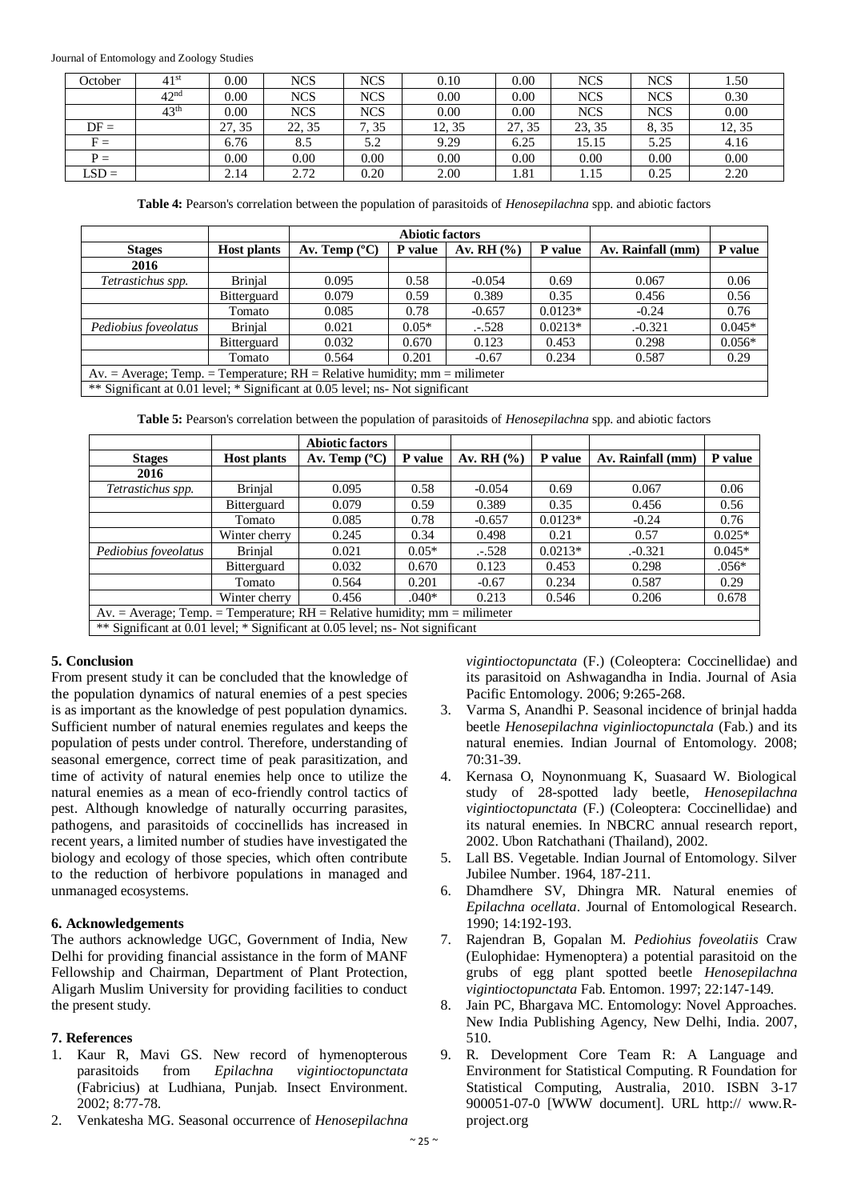| October | 41st | 0.00 | NCS | NCS | 0.10 | 0.00 | NCS | NCS | 1.50 |
|---|---|---|---|---|---|---|---|---|---|
| | 42nd | 0.00 | NCS | NCS | 0.00 | 0.00 | NCS | NCS | 0.30 |
| | 43th | 0.00 | NCS | NCS | 0.00 | 0.00 | NCS | NCS | 0.00 |
| DF = | | 27, 35 | 22, 35 | 7, 35 | 12, 35 | 27, 35 | 23, 35 | 8, 35 | 12, 35 |
| F = | | 6.76 | 8.5 | 5.2 | 9.29 | 6.25 | 15.15 | 5.25 | 4.16 |
| P = | | 0.00 | 0.00 | 0.00 | 0.00 | 0.00 | 0.00 | 0.00 | 0.00 |
| LSD = | | 2.14 | 2.72 | 0.20 | 2.00 | 1.81 | 1.15 | 0.25 | 2.20 |

**Table 4:** Pearson's correlation between the population of parasitoids of *Henosepilachna* spp. and abiotic factors

| | | Abiotic factors | | | | | |
|---|---|---|---|---|---|---|---|
| **Stages** | **Host plants** | **Av. Temp (°C)** | **P value** | **Av. RH (%)** | **P value** | **Av. Rainfall (mm)** | **P value** |
| **2016** | | | | | | | |
| *Tetrastichus spp.* | Brinjal | 0.095 | 0.58 | -0.054 | 0.69 | 0.067 | 0.06 |
| | Bitterguard | 0.079 | 0.59 | 0.389 | 0.35 | 0.456 | 0.56 |
| | Tomato | 0.085 | 0.78 | -0.657 | 0.0123* | -0.24 | 0.76 |
| *Pediobius foveolatus* | Brinjal | 0.021 | 0.05* | .-.528 | 0.0213* | .-0.321 | 0.045* |
| | Bitterguard | 0.032 | 0.670 | 0.123 | 0.453 | 0.298 | 0.056* |
| | Tomato | 0.564 | 0.201 | -0.67 | 0.234 | 0.587 | 0.29 |
| Av. = Average; Temp. = Temperature; RH = Relative humidity; mm = milimeter | | | | | | | |
| ** Significant at 0.01 level; * Significant at 0.05 level; ns- Not significant | | | | | | | |

**Table 5:** Pearson's correlation between the population of parasitoids of *Henosepilachna* spp. and abiotic factors

| | | Abiotic factors | | | | | |
|---|---|---|---|---|---|---|---|
| **Stages** | **Host plants** | **Av. Temp (°C)** | **P value** | **Av. RH (%)** | **P value** | **Av. Rainfall (mm)** | **P value** |
| **2016** | | | | | | | |
| *Tetrastichus spp.* | Brinjal | 0.095 | 0.58 | -0.054 | 0.69 | 0.067 | 0.06 |
| | Bitterguard | 0.079 | 0.59 | 0.389 | 0.35 | 0.456 | 0.56 |
| | Tomato | 0.085 | 0.78 | -0.657 | 0.0123* | -0.24 | 0.76 |
| | Winter cherry | 0.245 | 0.34 | 0.498 | 0.21 | 0.57 | 0.025* |
| *Pediobius foveolatus* | Brinjal | 0.021 | 0.05* | .-.528 | 0.0213* | .-0.321 | 0.045* |
| | Bitterguard | 0.032 | 0.670 | 0.123 | 0.453 | 0.298 | .056* |
| | Tomato | 0.564 | 0.201 | -0.67 | 0.234 | 0.587 | 0.29 |
| | Winter cherry | 0.456 | .040* | 0.213 | 0.546 | 0.206 | 0.678 |
| Av. = Average; Temp. = Temperature; RH = Relative humidity; mm = milimeter | | | | | | | |
| ** Significant at 0.01 level; * Significant at 0.05 level; ns- Not significant | | | | | | | |

## 5. Conclusion

From present study it can be concluded that the knowledge of the population dynamics of natural enemies of a pest species is as important as the knowledge of pest population dynamics. Sufficient number of natural enemies regulates and keeps the population of pests under control. Therefore, understanding of seasonal emergence, correct time of peak parasitization, and time of activity of natural enemies help once to utilize the natural enemies as a mean of eco-friendly control tactics of pest. Although knowledge of naturally occurring parasites, pathogens, and parasitoids of coccinellids has increased in recent years, a limited number of studies have investigated the biology and ecology of those species, which often contribute to the reduction of herbivore populations in managed and unmanaged ecosystems.

## 6. Acknowledgements

The authors acknowledge UGC, Government of India, New Delhi for providing financial assistance in the form of MANF Fellowship and Chairman, Department of Plant Protection, Aligarh Muslim University for providing facilities to conduct the present study.

## 7. References

1. Kaur R, Mavi GS. New record of hymenopterous parasitoids from *Epilachna vigintioctopunctata* (Fabricius) at Ludhiana, Punjab. Insect Environment. 2002; 8:77-78.
2. Venkatesha MG. Seasonal occurrence of *Henosepilachna vigintioctopunctata* (F.) (Coleoptera: Coccinellidae) and its parasitoid on Ashwagandha in India. Journal of Asia Pacific Entomology. 2006; 9:265-268.
3. Varma S, Anandhi P. Seasonal incidence of brinjal hadda beetle *Henosepilachna viginlioctopunctala* (Fab.) and its natural enemies. Indian Journal of Entomology. 2008; 70:31-39.
4. Kernasa O, Noynonmuang K, Suasaard W. Biological study of 28-spotted lady beetle, *Henosepilachna vigintioctopunctata* (F.) (Coleoptera: Coccinellidae) and its natural enemies. In NBCRC annual research report, 2002. Ubon Ratchathani (Thailand), 2002.
5. Lall BS. Vegetable. Indian Journal of Entomology. Silver Jubilee Number. 1964, 187-211.
6. Dhamdhere SV, Dhingra MR. Natural enemies of *Epilachna ocellata*. Journal of Entomological Research. 1990; 14:192-193.
7. Rajendran B, Gopalan M. *Pediohius foveolatiis* Craw (Eulophidae: Hymenoptera) a potential parasitoid on the grubs of egg plant spotted beetle *Henosepilachna vigintioctopunctata* Fab. Entomon. 1997; 22:147-149.
8. Jain PC, Bhargava MC. Entomology: Novel Approaches. New India Publishing Agency, New Delhi, India. 2007, 510.
9. R. Development Core Team R: A Language and Environment for Statistical Computing. R Foundation for Statistical Computing, Australia, 2010. ISBN 3-17 900051-07-0 [WWW document]. URL http:// www.R-project.org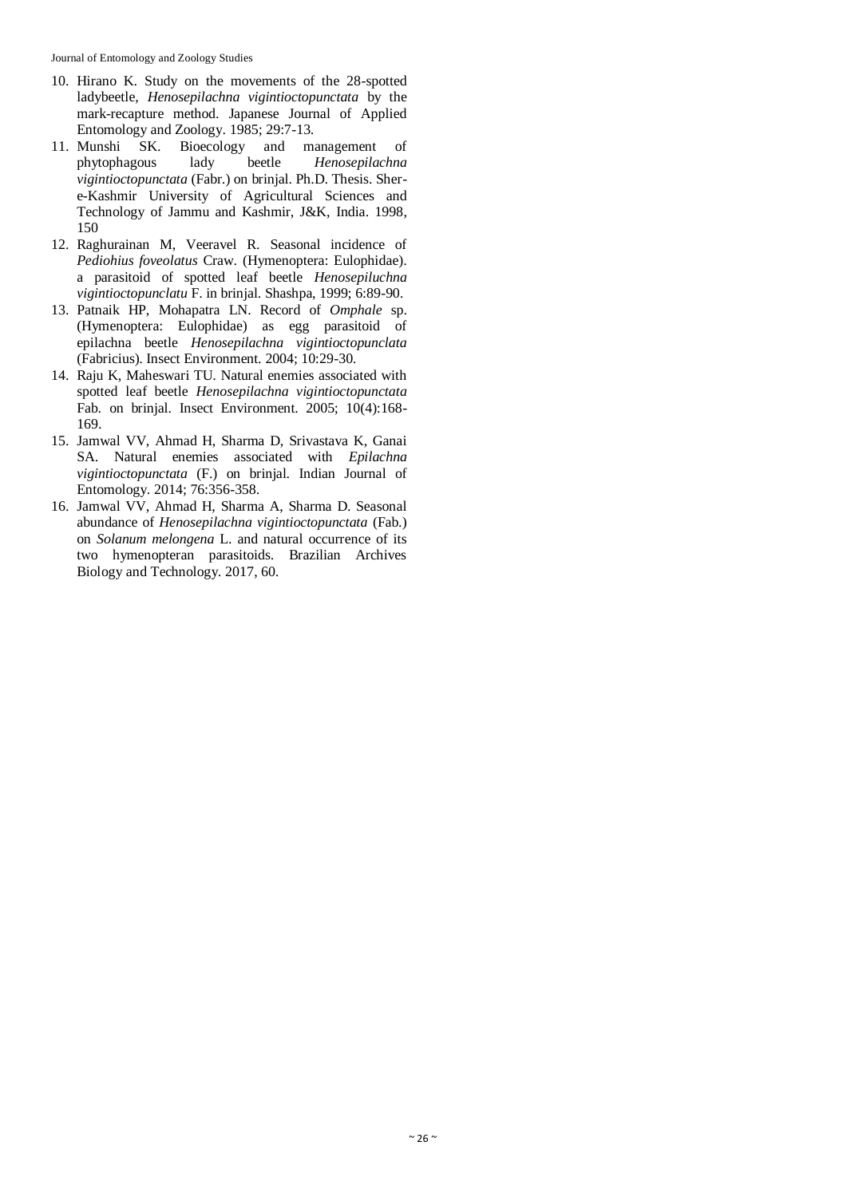10. Hirano K. Study on the movements of the 28-spotted ladybeetle, *Henosepilachna vigintioctopunctata* by the mark-recapture method. Japanese Journal of Applied Entomology and Zoology. 1985; 29:7-13.
11. Munshi SK. Bioecology and management of phytophagous lady beetle *Henosepilachna vigintioctopunctata* (Fabr.) on brinjal. Ph.D. Thesis. Sher-e-Kashmir University of Agricultural Sciences and Technology of Jammu and Kashmir, J&K, India. 1998, 150
12. Raghurainan M, Veeravel R. Seasonal incidence of *Pediohius foveolatus* Craw. (Hymenoptera: Eulophidae). a parasitoid of spotted leaf beetle *Henosepiluchna vigintioctopunclatu* F. in brinjal. Shashpa, 1999; 6:89-90.
13. Patnaik HP, Mohapatra LN. Record of *Omphale* sp. (Hymenoptera: Eulophidae) as egg parasitoid of epilachna beetle *Henosepilachna vigintioctopunclata* (Fabricius). Insect Environment. 2004; 10:29-30.
14. Raju K, Maheswari TU. Natural enemies associated with spotted leaf beetle *Henosepilachna vigintioctopunctata* Fab. on brinjal. Insect Environment. 2005; 10(4):168-169.
15. Jamwal VV, Ahmad H, Sharma D, Srivastava K, Ganai SA. Natural enemies associated with *Epilachna vigintioctopunctata* (F.) on brinjal. Indian Journal of Entomology. 2014; 76:356-358.
16. Jamwal VV, Ahmad H, Sharma A, Sharma D. Seasonal abundance of *Henosepilachna vigintioctopunctata* (Fab.) on *Solanum melongena* L. and natural occurrence of its two hymenopteran parasitoids. Brazilian Archives Biology and Technology. 2017, 60.